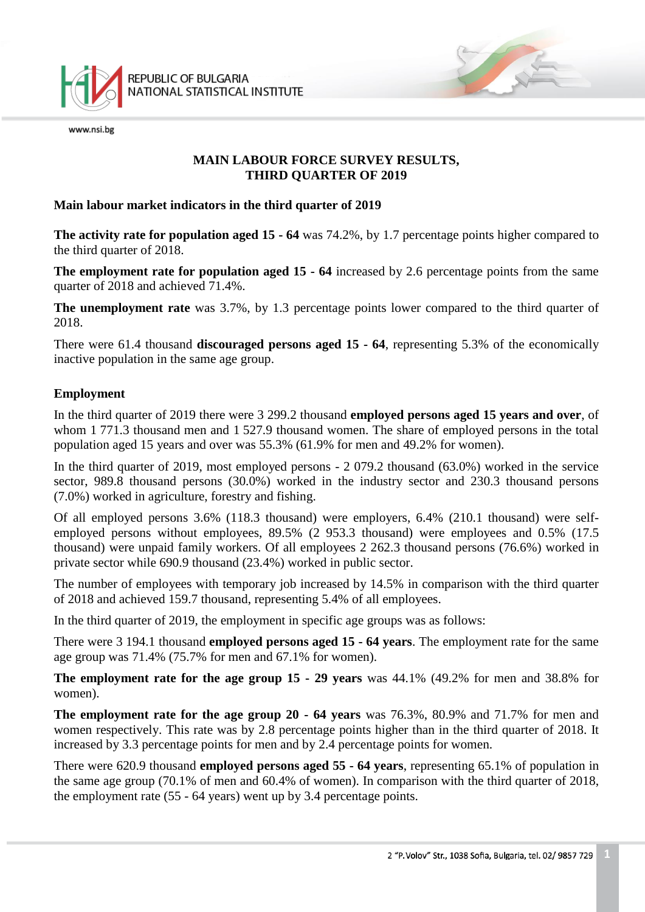# MAIN LABOUR FORCE SURVEY RESULTS, THIRD QUARTER OF 2019

## Main labour market indicators in the third quarter of 2019

**The activity rate for population aged 15 - 64** was 74.2%, by 1.7 percentage points higher compared to the third quarter of 2018.

**The employment rate for population aged 15 - 64** increased by 2.6 percentage points from the same quarter of 2018 and achieved 71.4%.

**The unemployment rate** was 3.7%, by 1.3 percentage points lower compared to the third quarter of 2018.

There were 61.4 thousand **discouraged persons aged 15 - 64**, representing 5.3% of the economically inactive population in the same age group.

## Employment

In the third quarter of 2019 there were 3 299.2 thousand **employed persons aged 15 years and over**, of whom 1 771.3 thousand men and 1 527.9 thousand women. The share of employed persons in the total population aged 15 years and over was 55.3% (61.9% for men and 49.2% for women).

In the third quarter of 2019, most employed persons - 2 079.2 thousand (63.0%) worked in the service sector, 989.8 thousand persons (30.0%) worked in the industry sector and 230.3 thousand persons (7.0%) worked in agriculture, forestry and fishing.

Of all employed persons 3.6% (118.3 thousand) were employers, 6.4% (210.1 thousand) were self-employed persons without employees, 89.5% (2 953.3 thousand) were employees and 0.5% (17.5 thousand) were unpaid family workers. Of all employees 2 262.3 thousand persons (76.6%) worked in private sector while 690.9 thousand (23.4%) worked in public sector.

The number of employees with temporary job increased by 14.5% in comparison with the third quarter of 2018 and achieved 159.7 thousand, representing 5.4% of all employees.

In the third quarter of 2019, the employment in specific age groups was as follows:

There were 3 194.1 thousand **employed persons aged 15 - 64 years**. The employment rate for the same age group was 71.4% (75.7% for men and 67.1% for women).

**The employment rate for the age group 15 - 29 years** was 44.1% (49.2% for men and 38.8% for women).

**The employment rate for the age group 20 - 64 years** was 76.3%, 80.9% and 71.7% for men and women respectively. This rate was by 2.8 percentage points higher than in the third quarter of 2018. It increased by 3.3 percentage points for men and by 2.4 percentage points for women.

There were 620.9 thousand **employed persons aged 55 - 64 years**, representing 65.1% of population in the same age group (70.1% of men and 60.4% of women). In comparison with the third quarter of 2018, the employment rate (55 - 64 years) went up by 3.4 percentage points.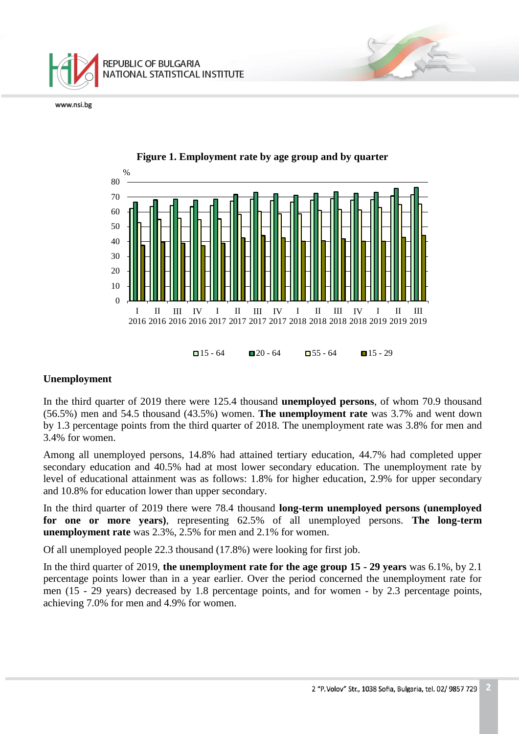**Figure 1. Employment rate by age group and by quarter**

## Unemployment

In the third quarter of 2019 there were 125.4 thousand **unemployed persons**, of whom 70.9 thousand (56.5%) men and 54.5 thousand (43.5%) women. **The unemployment rate** was 3.7% and went down by 1.3 percentage points from the third quarter of 2018. The unemployment rate was 3.8% for men and 3.4% for women.

Among all unemployed persons, 14.8% had attained tertiary education, 44.7% had completed upper secondary education and 40.5% had at most lower secondary education. The unemployment rate by level of educational attainment was as follows: 1.8% for higher education, 2.9% for upper secondary and 10.8% for education lower than upper secondary.

In the third quarter of 2019 there were 78.4 thousand **long-term unemployed persons (unemployed for one or more years)**, representing 62.5% of all unemployed persons. **The long-term unemployment rate** was 2.3%, 2.5% for men and 2.1% for women.

Of all unemployed people 22.3 thousand (17.8%) were looking for first job.

In the third quarter of 2019, **the unemployment rate for the age group 15 - 29 years** was 6.1%, by 2.1 percentage points lower than in a year earlier. Over the period concerned the unemployment rate for men (15 - 29 years) decreased by 1.8 percentage points, and for women - by 2.3 percentage points, achieving 7.0% for men and 4.9% for women.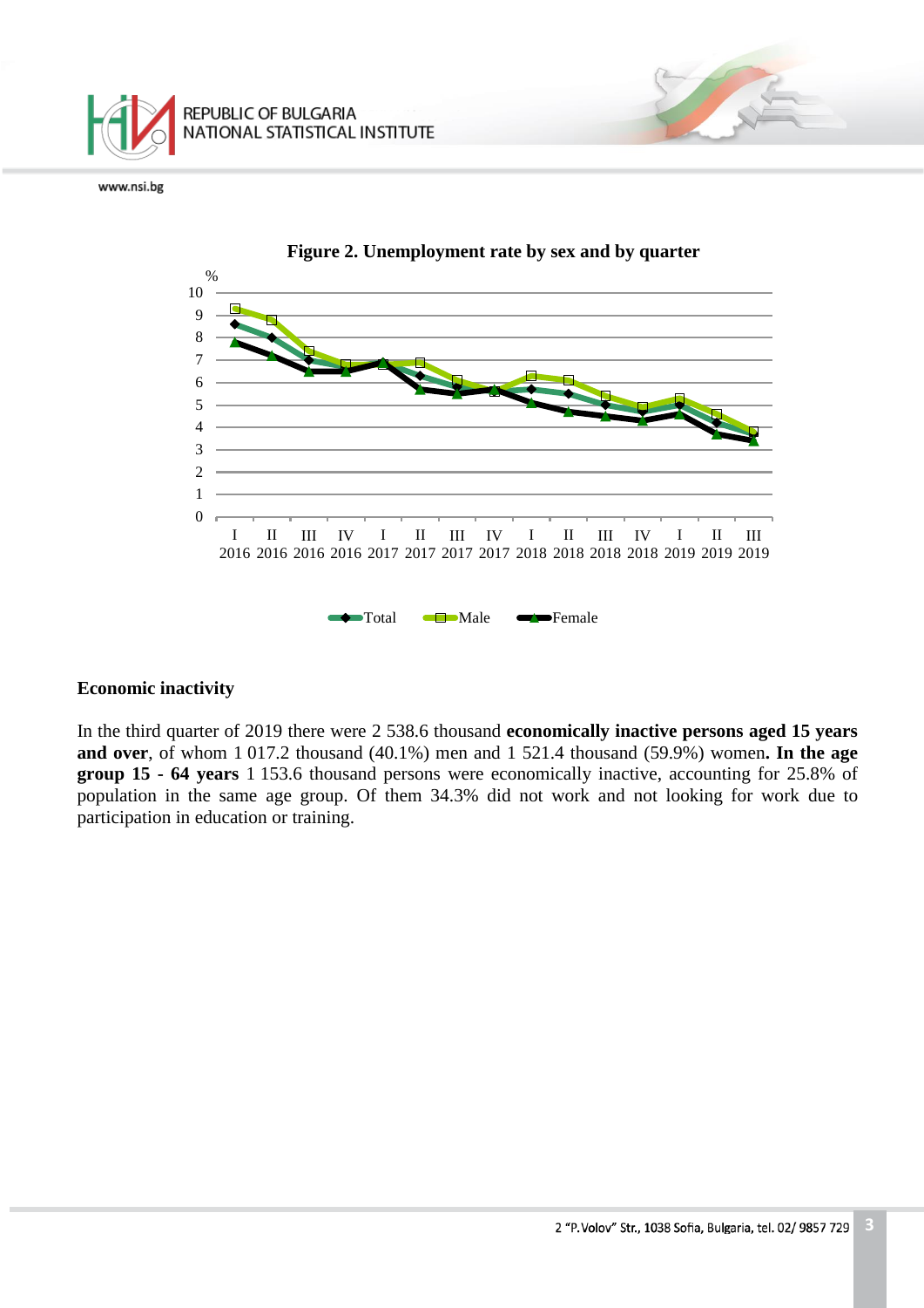**Figure 2. Unemployment rate by sex and by quarter**

### Economic inactivity

In the third quarter of 2019 there were 2 538.6 thousand **economically inactive persons aged 15 years and over**, of whom 1 017.2 thousand (40.1%) men and 1 521.4 thousand (59.9%) women**. In the age group 15 - 64 years** 1 153.6 thousand persons were economically inactive, accounting for 25.8% of population in the same age group. Of them 34.3% did not work and not looking for work due to participation in education or training.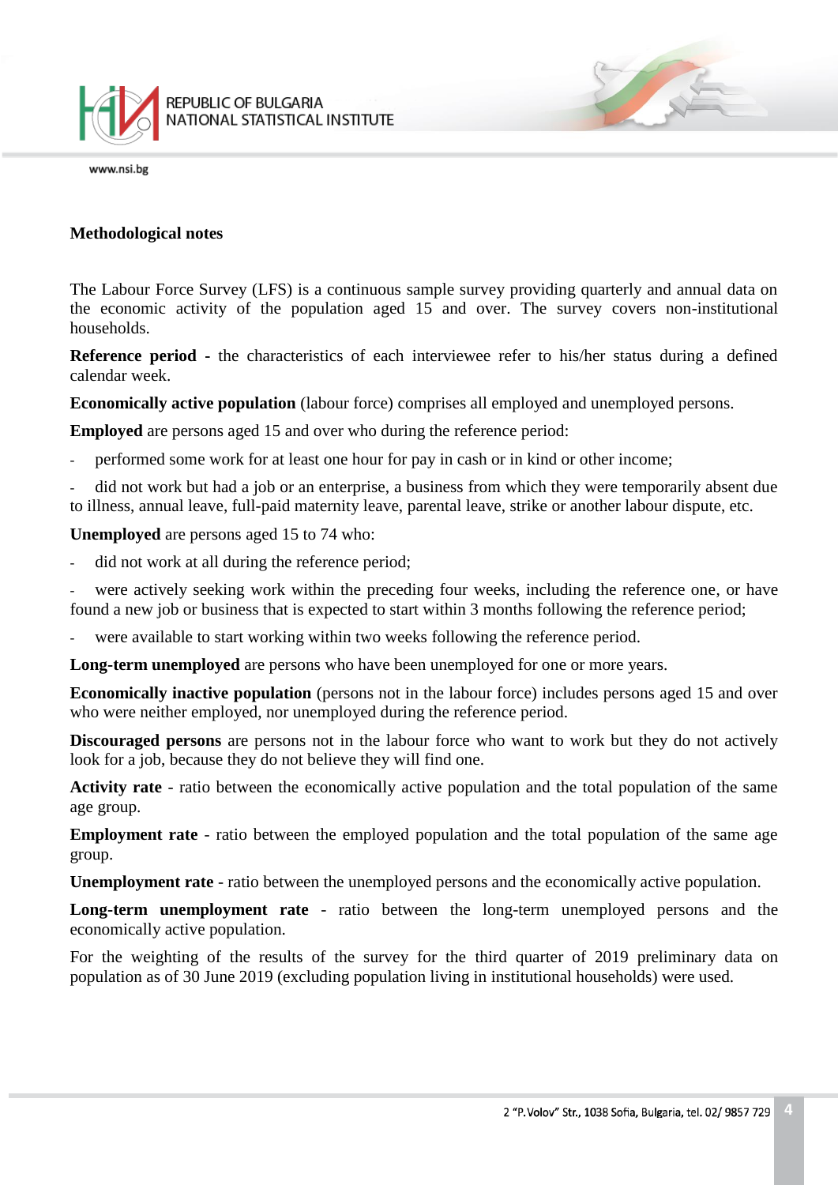## Methodological notes

The Labour Force Survey (LFS) is a continuous sample survey providing quarterly and annual data on the economic activity of the population aged 15 and over. The survey covers non-institutional households.

**Reference period** - the characteristics of each interviewee refer to his/her status during a defined calendar week.

**Economically active population** (labour force) comprises all employed and unemployed persons.

**Employed** are persons aged 15 and over who during the reference period:

- performed some work for at least one hour for pay in cash or in kind or other income;
- did not work but had a job or an enterprise, a business from which they were temporarily absent due to illness, annual leave, full-paid maternity leave, parental leave, strike or another labour dispute, etc.

**Unemployed** are persons aged 15 to 74 who:

- did not work at all during the reference period;
- were actively seeking work within the preceding four weeks, including the reference one, or have found a new job or business that is expected to start within 3 months following the reference period;
- were available to start working within two weeks following the reference period.

**Long-term unemployed** are persons who have been unemployed for one or more years.

**Economically inactive population** (persons not in the labour force) includes persons aged 15 and over who were neither employed, nor unemployed during the reference period.

**Discouraged persons** are persons not in the labour force who want to work but they do not actively look for a job, because they do not believe they will find one.

**Activity rate** - ratio between the economically active population and the total population of the same age group.

**Employment rate** - ratio between the employed population and the total population of the same age group.

**Unemployment rate** - ratio between the unemployed persons and the economically active population.

**Long-term unemployment rate** - ratio between the long-term unemployed persons and the economically active population.

For the weighting of the results of the survey for the third quarter of 2019 preliminary data on population as of 30 June 2019 (excluding population living in institutional households) were used.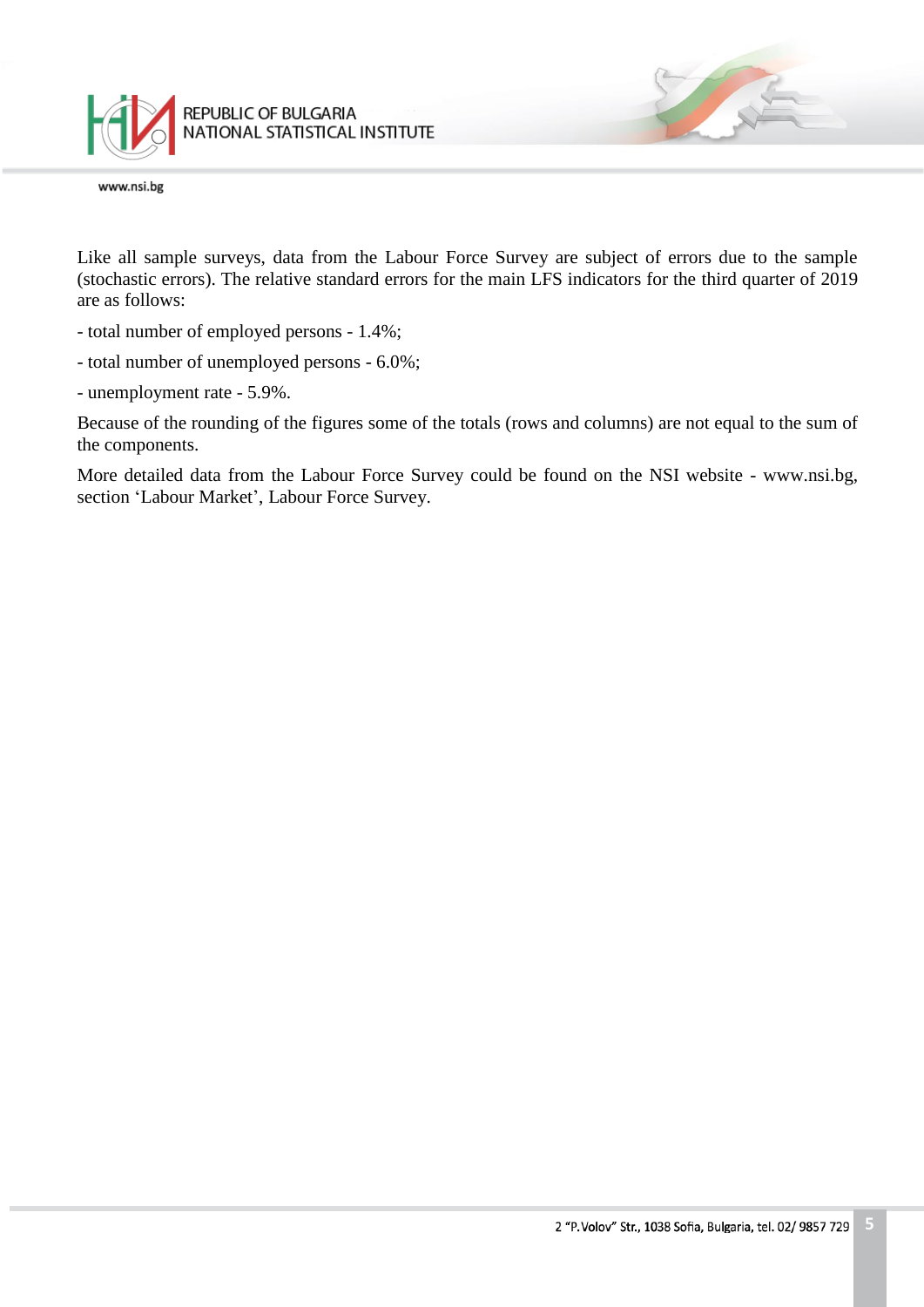Like all sample surveys, data from the Labour Force Survey are subject of errors due to the sample (stochastic errors). The relative standard errors for the main LFS indicators for the third quarter of 2019 are as follows:

- total number of employed persons - 1.4%;
- total number of unemployed persons - 6.0%;
- unemployment rate - 5.9%.

Because of the rounding of the figures some of the totals (rows and columns) are not equal to the sum of the components.

More detailed data from the Labour Force Survey could be found on the NSI website - www.nsi.bg, section ‘Labour Market’, Labour Force Survey.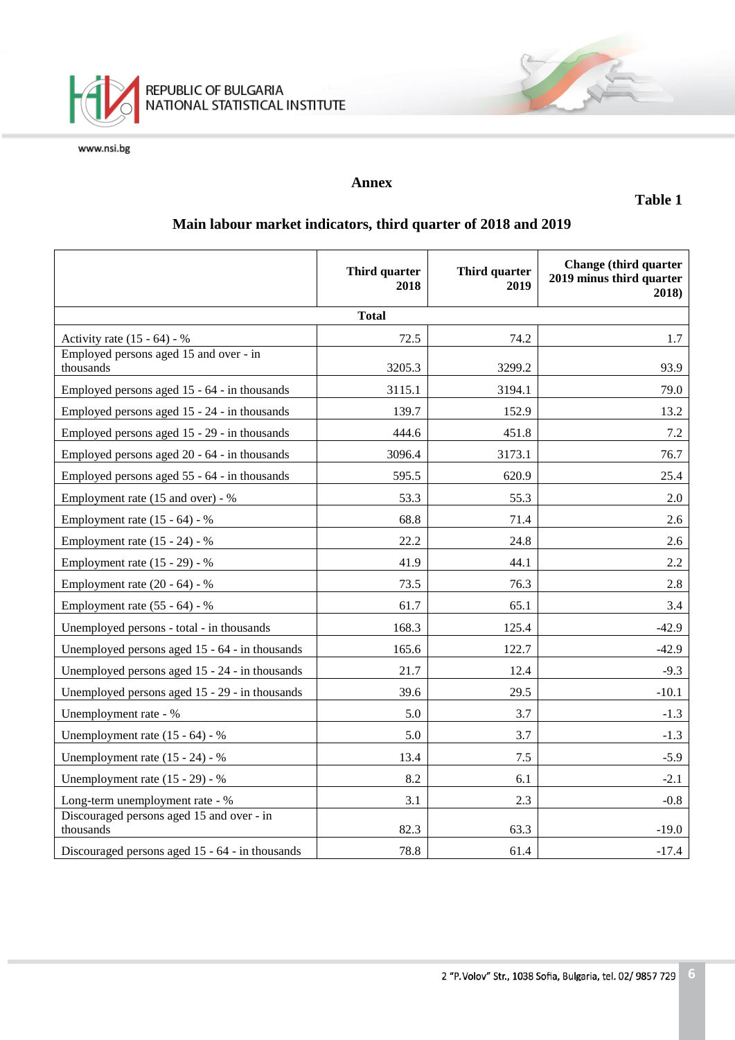## Annex

**Table 1**

### Main labour market indicators, third quarter of 2018 and 2019

| | Third quarter 2018 | Third quarter 2019 | Change (third quarter 2019 minus third quarter 2018) |
|---|---|---|---|
| **Total** | | | |
| Activity rate (15 - 64) - % | 72.5 | 74.2 | 1.7 |
| Employed persons aged 15 and over - in thousands | 3205.3 | 3299.2 | 93.9 |
| Employed persons aged 15 - 64 - in thousands | 3115.1 | 3194.1 | 79.0 |
| Employed persons aged 15 - 24 - in thousands | 139.7 | 152.9 | 13.2 |
| Employed persons aged 15 - 29 - in thousands | 444.6 | 451.8 | 7.2 |
| Employed persons aged 20 - 64 - in thousands | 3096.4 | 3173.1 | 76.7 |
| Employed persons aged 55 - 64 - in thousands | 595.5 | 620.9 | 25.4 |
| Employment rate (15 and over) - % | 53.3 | 55.3 | 2.0 |
| Employment rate (15 - 64) - % | 68.8 | 71.4 | 2.6 |
| Employment rate (15 - 24) - % | 22.2 | 24.8 | 2.6 |
| Employment rate (15 - 29) - % | 41.9 | 44.1 | 2.2 |
| Employment rate (20 - 64) - % | 73.5 | 76.3 | 2.8 |
| Employment rate (55 - 64) - % | 61.7 | 65.1 | 3.4 |
| Unemployed persons - total - in thousands | 168.3 | 125.4 | -42.9 |
| Unemployed persons aged 15 - 64 - in thousands | 165.6 | 122.7 | -42.9 |
| Unemployed persons aged 15 - 24 - in thousands | 21.7 | 12.4 | -9.3 |
| Unemployed persons aged 15 - 29 - in thousands | 39.6 | 29.5 | -10.1 |
| Unemployment rate - % | 5.0 | 3.7 | -1.3 |
| Unemployment rate (15 - 64) - % | 5.0 | 3.7 | -1.3 |
| Unemployment rate (15 - 24) - % | 13.4 | 7.5 | -5.9 |
| Unemployment rate (15 - 29) - % | 8.2 | 6.1 | -2.1 |
| Long-term unemployment rate - % | 3.1 | 2.3 | -0.8 |
| Discouraged persons aged 15 and over - in thousands | 82.3 | 63.3 | -19.0 |
| Discouraged persons aged 15 - 64 - in thousands | 78.8 | 61.4 | -17.4 |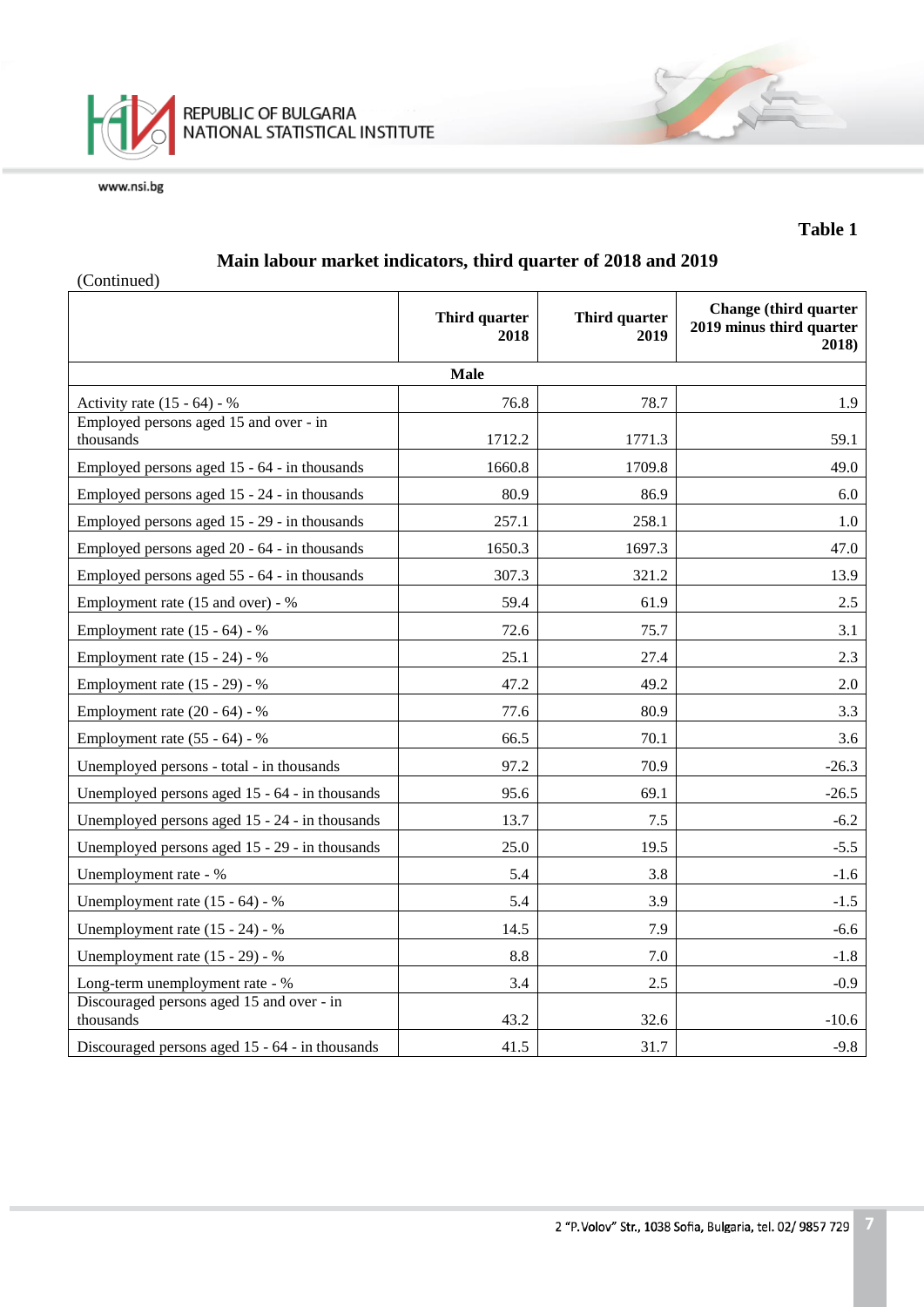**Table 1**

## Main labour market indicators, third quarter of 2018 and 2019

(Continued)

| | Third quarter 2018 | Third quarter 2019 | Change (third quarter 2019 minus third quarter 2018) |
|---|---|---|---|
| **Male** | | | |
| Activity rate (15 - 64) - % | 76.8 | 78.7 | 1.9 |
| Employed persons aged 15 and over - in thousands | 1712.2 | 1771.3 | 59.1 |
| Employed persons aged 15 - 64 - in thousands | 1660.8 | 1709.8 | 49.0 |
| Employed persons aged 15 - 24 - in thousands | 80.9 | 86.9 | 6.0 |
| Employed persons aged 15 - 29 - in thousands | 257.1 | 258.1 | 1.0 |
| Employed persons aged 20 - 64 - in thousands | 1650.3 | 1697.3 | 47.0 |
| Employed persons aged 55 - 64 - in thousands | 307.3 | 321.2 | 13.9 |
| Employment rate (15 and over) - % | 59.4 | 61.9 | 2.5 |
| Employment rate (15 - 64) - % | 72.6 | 75.7 | 3.1 |
| Employment rate (15 - 24) - % | 25.1 | 27.4 | 2.3 |
| Employment rate (15 - 29) - % | 47.2 | 49.2 | 2.0 |
| Employment rate (20 - 64) - % | 77.6 | 80.9 | 3.3 |
| Employment rate (55 - 64) - % | 66.5 | 70.1 | 3.6 |
| Unemployed persons - total - in thousands | 97.2 | 70.9 | -26.3 |
| Unemployed persons aged 15 - 64 - in thousands | 95.6 | 69.1 | -26.5 |
| Unemployed persons aged 15 - 24 - in thousands | 13.7 | 7.5 | -6.2 |
| Unemployed persons aged 15 - 29 - in thousands | 25.0 | 19.5 | -5.5 |
| Unemployment rate - % | 5.4 | 3.8 | -1.6 |
| Unemployment rate (15 - 64) - % | 5.4 | 3.9 | -1.5 |
| Unemployment rate (15 - 24) - % | 14.5 | 7.9 | -6.6 |
| Unemployment rate (15 - 29) - % | 8.8 | 7.0 | -1.8 |
| Long-term unemployment rate - % | 3.4 | 2.5 | -0.9 |
| Discouraged persons aged 15 and over - in thousands | 43.2 | 32.6 | -10.6 |
| Discouraged persons aged 15 - 64 - in thousands | 41.5 | 31.7 | -9.8 |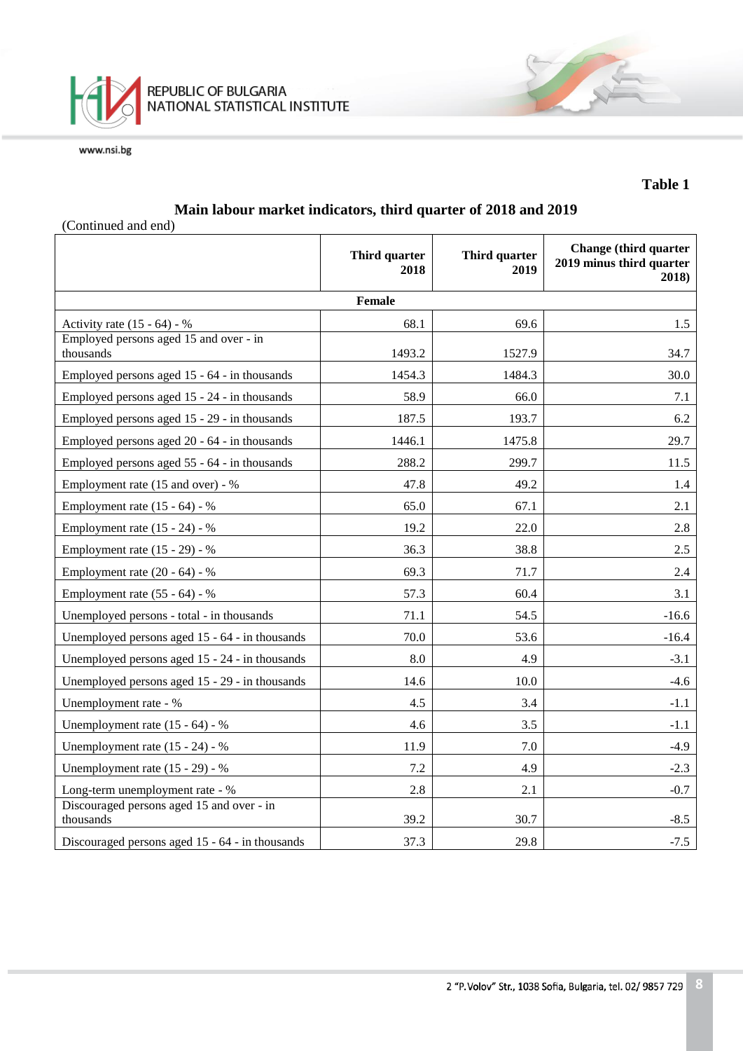**Table 1**

## Main labour market indicators, third quarter of 2018 and 2019

(Continued and end)

| | Third quarter 2018 | Third quarter 2019 | Change (third quarter 2019 minus third quarter 2018) |
|---|---|---|---|
| **Female** | | | |
| Activity rate (15 - 64) - % | 68.1 | 69.6 | 1.5 |
| Employed persons aged 15 and over - in thousands | 1493.2 | 1527.9 | 34.7 |
| Employed persons aged 15 - 64 - in thousands | 1454.3 | 1484.3 | 30.0 |
| Employed persons aged 15 - 24 - in thousands | 58.9 | 66.0 | 7.1 |
| Employed persons aged 15 - 29 - in thousands | 187.5 | 193.7 | 6.2 |
| Employed persons aged 20 - 64 - in thousands | 1446.1 | 1475.8 | 29.7 |
| Employed persons aged 55 - 64 - in thousands | 288.2 | 299.7 | 11.5 |
| Employment rate (15 and over) - % | 47.8 | 49.2 | 1.4 |
| Employment rate (15 - 64) - % | 65.0 | 67.1 | 2.1 |
| Employment rate (15 - 24) - % | 19.2 | 22.0 | 2.8 |
| Employment rate (15 - 29) - % | 36.3 | 38.8 | 2.5 |
| Employment rate (20 - 64) - % | 69.3 | 71.7 | 2.4 |
| Employment rate (55 - 64) - % | 57.3 | 60.4 | 3.1 |
| Unemployed persons - total - in thousands | 71.1 | 54.5 | -16.6 |
| Unemployed persons aged 15 - 64 - in thousands | 70.0 | 53.6 | -16.4 |
| Unemployed persons aged 15 - 24 - in thousands | 8.0 | 4.9 | -3.1 |
| Unemployed persons aged 15 - 29 - in thousands | 14.6 | 10.0 | -4.6 |
| Unemployment rate - % | 4.5 | 3.4 | -1.1 |
| Unemployment rate (15 - 64) - % | 4.6 | 3.5 | -1.1 |
| Unemployment rate (15 - 24) - % | 11.9 | 7.0 | -4.9 |
| Unemployment rate (15 - 29) - % | 7.2 | 4.9 | -2.3 |
| Long-term unemployment rate - % | 2.8 | 2.1 | -0.7 |
| Discouraged persons aged 15 and over - in thousands | 39.2 | 30.7 | -8.5 |
| Discouraged persons aged 15 - 64 - in thousands | 37.3 | 29.8 | -7.5 |